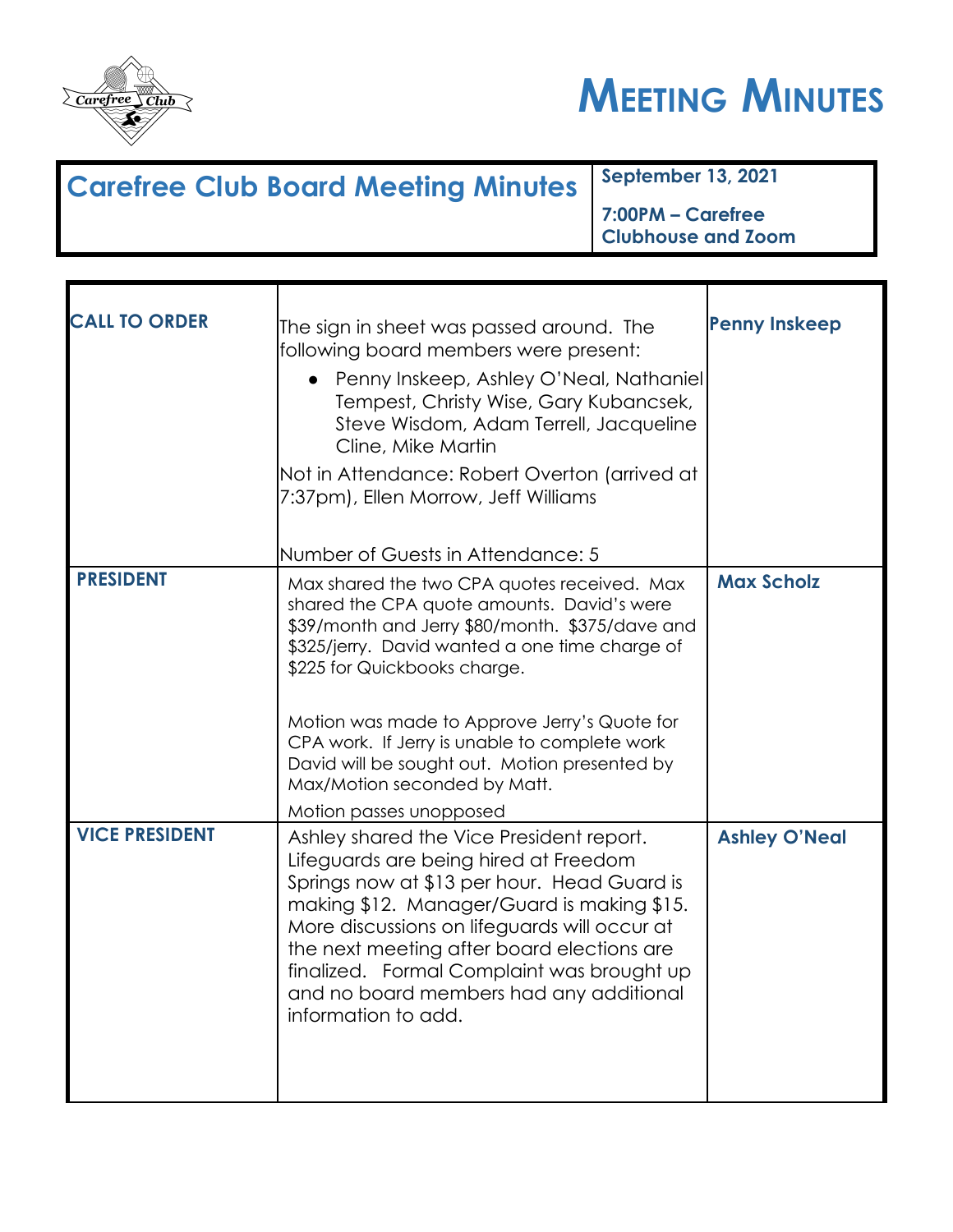# MEETING MINUTES

| Carefree Club Board Meeting Minutes | September 13, 2021<br><br>7:00PM – Carefree Clubhouse and Zoom |
|---|---|

| | | |
|---|---|---|
| **CALL TO ORDER** | The sign in sheet was passed around. The following board members were present:<br>• Penny Inskeep, Ashley O'Neal, Nathaniel Tempest, Christy Wise, Gary Kubancsek, Steve Wisdom, Adam Terrell, Jacqueline Cline, Mike Martin<br>Not in Attendance: Robert Overton (arrived at 7:37pm), Ellen Morrow, Jeff Williams<br><br>Number of Guests in Attendance: 5 | **Penny Inskeep** |
| **PRESIDENT** | Max shared the two CPA quotes received. Max shared the CPA quote amounts. David's were $39/month and Jerry $80/month. $375/dave and $325/jerry. David wanted a one time charge of $225 for Quickbooks charge.<br><br>Motion was made to Approve Jerry's Quote for CPA work. If Jerry is unable to complete work David will be sought out. Motion presented by Max/Motion seconded by Matt.<br>Motion passes unopposed | **Max Scholz** |
| **VICE PRESIDENT** | Ashley shared the Vice President report. Lifeguards are being hired at Freedom Springs now at $13 per hour. Head Guard is making $12. Manager/Guard is making $15. More discussions on lifeguards will occur at the next meeting after board elections are finalized. Formal Complaint was brought up and no board members had any additional information to add. | **Ashley O'Neal** |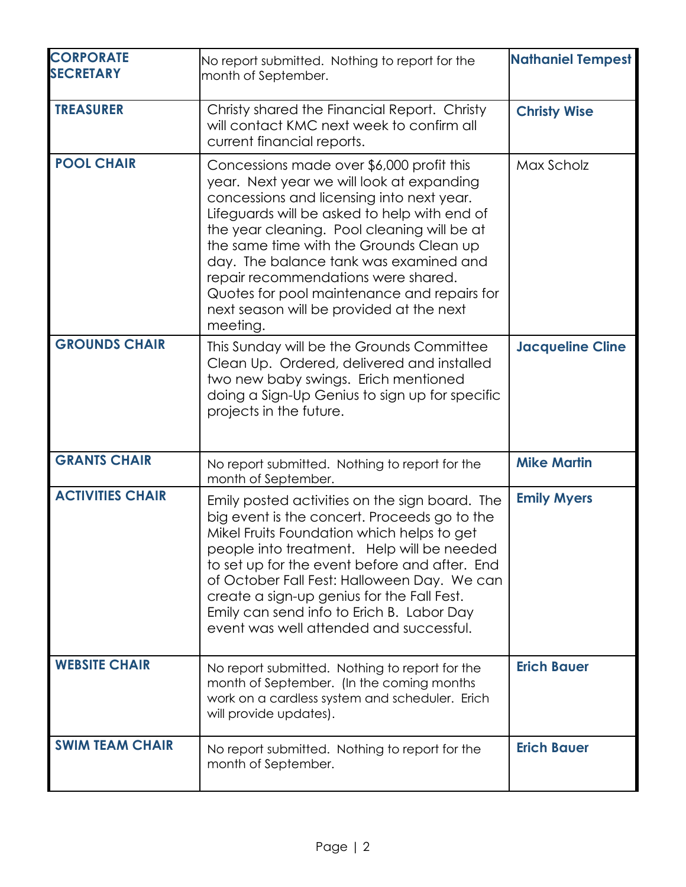| | | |
|---|---|---|
| **CORPORATE SECRETARY** | No report submitted. Nothing to report for the month of September. | **Nathaniel Tempest** |
| **TREASURER** | Christy shared the Financial Report. Christy will contact KMC next week to confirm all current financial reports. | **Christy Wise** |
| **POOL CHAIR** | Concessions made over $6,000 profit this year. Next year we will look at expanding concessions and licensing into next year. Lifeguards will be asked to help with end of the year cleaning. Pool cleaning will be at the same time with the Grounds Clean up day. The balance tank was examined and repair recommendations were shared. Quotes for pool maintenance and repairs for next season will be provided at the next meeting. | Max Scholz |
| **GROUNDS CHAIR** | This Sunday will be the Grounds Committee Clean Up. Ordered, delivered and installed two new baby swings. Erich mentioned doing a Sign-Up Genius to sign up for specific projects in the future. | **Jacqueline Cline** |
| **GRANTS CHAIR** | No report submitted. Nothing to report for the month of September. | **Mike Martin** |
| **ACTIVITIES CHAIR** | Emily posted activities on the sign board. The big event is the concert. Proceeds go to the Mikel Fruits Foundation which helps to get people into treatment. Help will be needed to set up for the event before and after. End of October Fall Fest: Halloween Day. We can create a sign-up genius for the Fall Fest. Emily can send info to Erich B. Labor Day event was well attended and successful. | **Emily Myers** |
| **WEBSITE CHAIR** | No report submitted. Nothing to report for the month of September. (In the coming months work on a cardless system and scheduler. Erich will provide updates). | **Erich Bauer** |
| **SWIM TEAM CHAIR** | No report submitted. Nothing to report for the month of September. | **Erich Bauer** |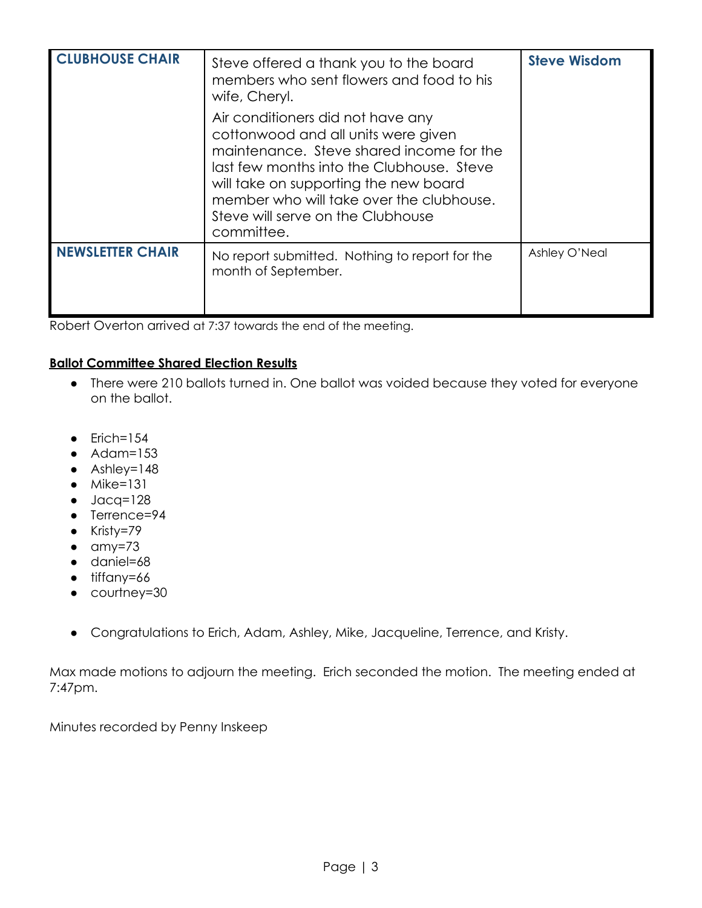| | | |
|---|---|---|
| **CLUBHOUSE CHAIR** | Steve offered a thank you to the board members who sent flowers and food to his wife, Cheryl.<br><br>Air conditioners did not have any cottonwood and all units were given maintenance. Steve shared income for the last few months into the Clubhouse. Steve will take on supporting the new board member who will take over the clubhouse. Steve will serve on the Clubhouse committee. | **Steve Wisdom** |
| **NEWSLETTER CHAIR** | No report submitted. Nothing to report for the month of September. | Ashley O'Neal |

Robert Overton arrived at 7:37 towards the end of the meeting.

**Ballot Committee Shared Election Results**

- There were 210 ballots turned in. One ballot was voided because they voted for everyone on the ballot.

- Erich=154
- Adam=153
- Ashley=148
- Mike=131
- Jacq=128
- Terrence=94
- Kristy=79
- amy=73
- daniel=68
- tiffany=66
- courtney=30

- Congratulations to Erich, Adam, Ashley, Mike, Jacqueline, Terrence, and Kristy.

Max made motions to adjourn the meeting. Erich seconded the motion. The meeting ended at 7:47pm.

Minutes recorded by Penny Inskeep